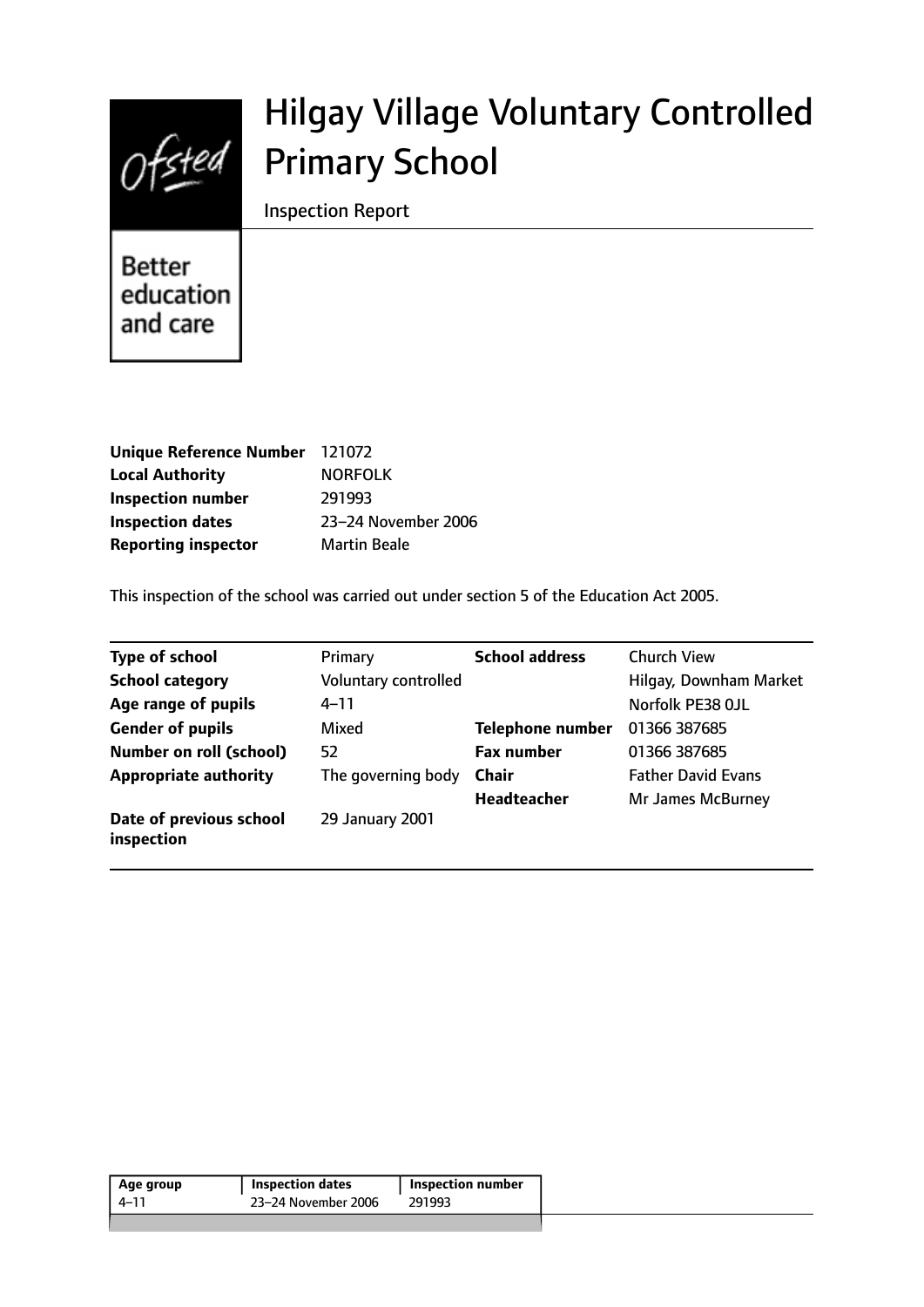# Hilgay Village Voluntary Controlled Primary School

Inspection Report

Better education and care

| | |
|---|---|
| **Unique Reference Number** | 121072 |
| **Local Authority** | NORFOLK |
| **Inspection number** | 291993 |
| **Inspection dates** | 23–24 November 2006 |
| **Reporting inspector** | Martin Beale |

This inspection of the school was carried out under section 5 of the Education Act 2005.

| | | | |
|---|---|---|---|
| **Type of school** | Primary | **School address** | Church View |
| **School category** | Voluntary controlled | | Hilgay, Downham Market |
| **Age range of pupils** | 4–11 | | Norfolk PE38 0JL |
| **Gender of pupils** | Mixed | **Telephone number** | 01366 387685 |
| **Number on roll (school)** | 52 | **Fax number** | 01366 387685 |
| **Appropriate authority** | The governing body | **Chair** | Father David Evans |
| | | **Headteacher** | Mr James McBurney |
| **Date of previous school inspection** | 29 January 2001 | | |

| Age group | Inspection dates | Inspection number |
|---|---|---|
| 4–11 | 23–24 November 2006 | 291993 |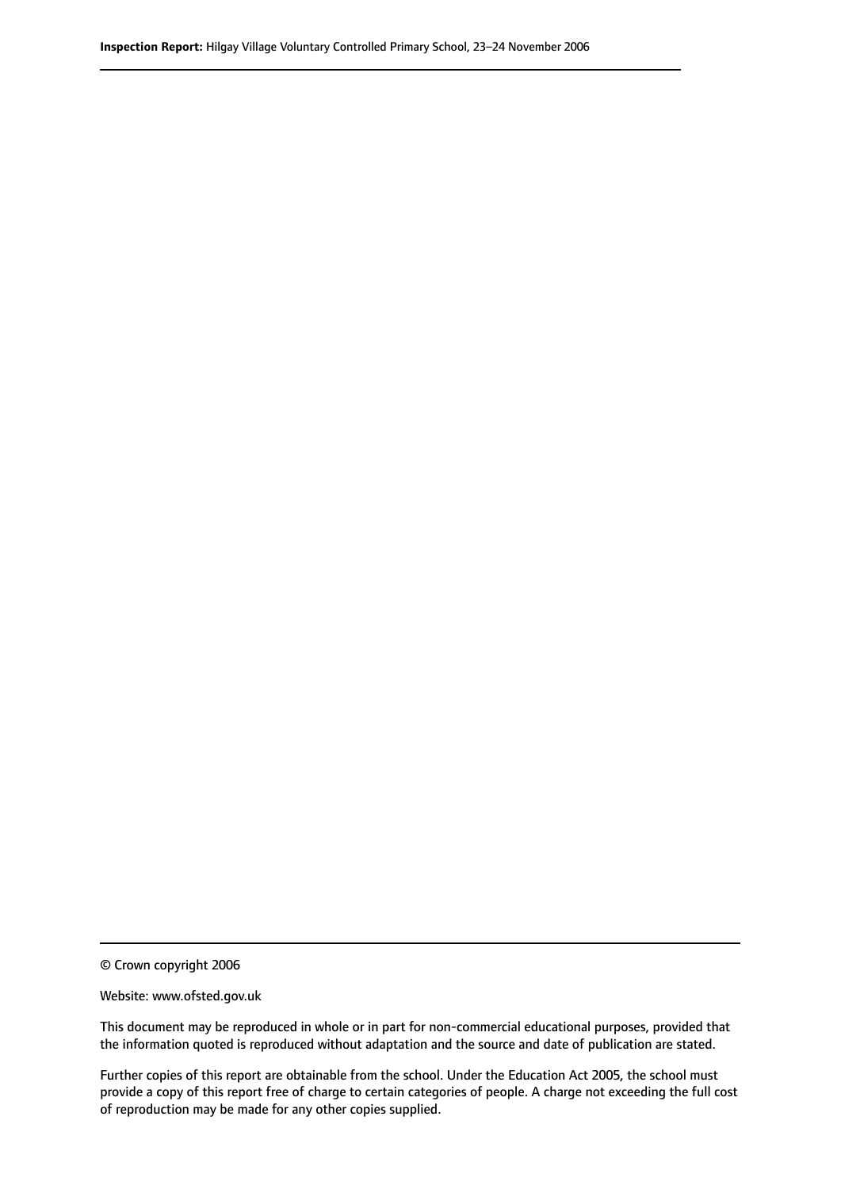© Crown copyright 2006

Website: www.ofsted.gov.uk

This document may be reproduced in whole or in part for non-commercial educational purposes, provided that the information quoted is reproduced without adaptation and the source and date of publication are stated.

Further copies of this report are obtainable from the school. Under the Education Act 2005, the school must provide a copy of this report free of charge to certain categories of people. A charge not exceeding the full cost of reproduction may be made for any other copies supplied.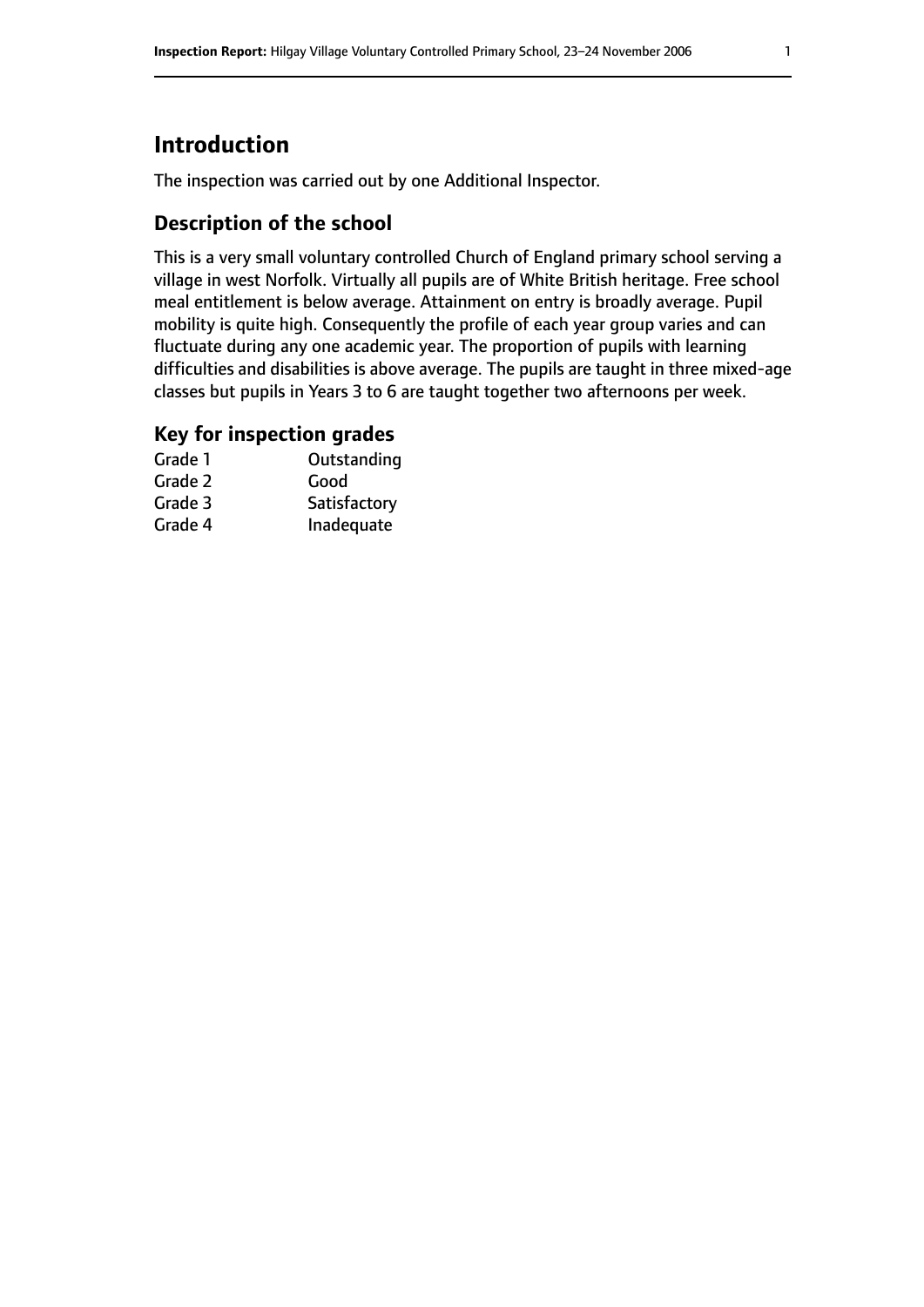## Introduction

The inspection was carried out by one Additional Inspector.

### Description of the school

This is a very small voluntary controlled Church of England primary school serving a village in west Norfolk. Virtually all pupils are of White British heritage. Free school meal entitlement is below average. Attainment on entry is broadly average. Pupil mobility is quite high. Consequently the profile of each year group varies and can fluctuate during any one academic year. The proportion of pupils with learning difficulties and disabilities is above average. The pupils are taught in three mixed-age classes but pupils in Years 3 to 6 are taught together two afternoons per week.

### Key for inspection grades

| | |
|---|---|
| Grade 1 | Outstanding |
| Grade 2 | Good |
| Grade 3 | Satisfactory |
| Grade 4 | Inadequate |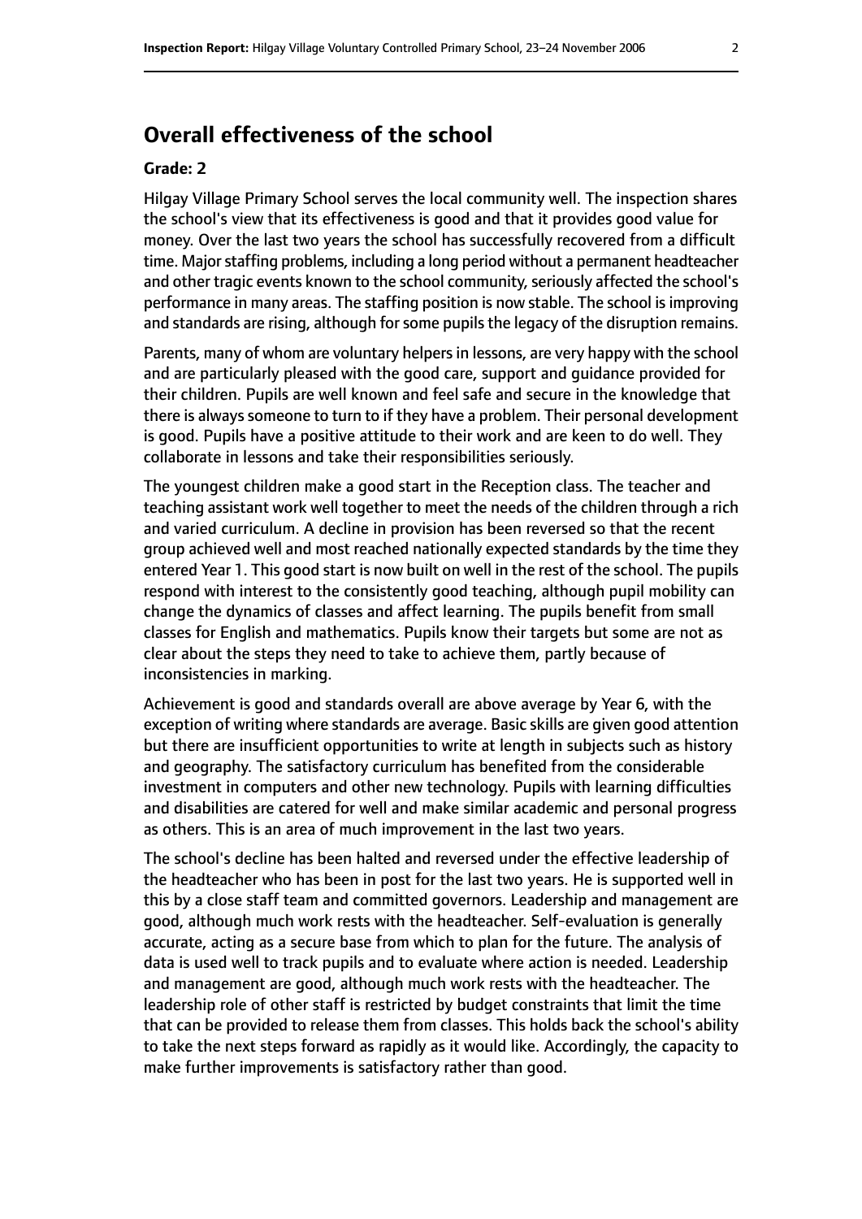## Overall effectiveness of the school

### Grade: 2

Hilgay Village Primary School serves the local community well. The inspection shares the school's view that its effectiveness is good and that it provides good value for money. Over the last two years the school has successfully recovered from a difficult time. Major staffing problems, including a long period without a permanent headteacher and other tragic events known to the school community, seriously affected the school's performance in many areas. The staffing position is now stable. The school is improving and standards are rising, although for some pupils the legacy of the disruption remains.

Parents, many of whom are voluntary helpers in lessons, are very happy with the school and are particularly pleased with the good care, support and guidance provided for their children. Pupils are well known and feel safe and secure in the knowledge that there is always someone to turn to if they have a problem. Their personal development is good. Pupils have a positive attitude to their work and are keen to do well. They collaborate in lessons and take their responsibilities seriously.

The youngest children make a good start in the Reception class. The teacher and teaching assistant work well together to meet the needs of the children through a rich and varied curriculum. A decline in provision has been reversed so that the recent group achieved well and most reached nationally expected standards by the time they entered Year 1. This good start is now built on well in the rest of the school. The pupils respond with interest to the consistently good teaching, although pupil mobility can change the dynamics of classes and affect learning. The pupils benefit from small classes for English and mathematics. Pupils know their targets but some are not as clear about the steps they need to take to achieve them, partly because of inconsistencies in marking.

Achievement is good and standards overall are above average by Year 6, with the exception of writing where standards are average. Basic skills are given good attention but there are insufficient opportunities to write at length in subjects such as history and geography. The satisfactory curriculum has benefited from the considerable investment in computers and other new technology. Pupils with learning difficulties and disabilities are catered for well and make similar academic and personal progress as others. This is an area of much improvement in the last two years.

The school's decline has been halted and reversed under the effective leadership of the headteacher who has been in post for the last two years. He is supported well in this by a close staff team and committed governors. Leadership and management are good, although much work rests with the headteacher. Self-evaluation is generally accurate, acting as a secure base from which to plan for the future. The analysis of data is used well to track pupils and to evaluate where action is needed. Leadership and management are good, although much work rests with the headteacher. The leadership role of other staff is restricted by budget constraints that limit the time that can be provided to release them from classes. This holds back the school's ability to take the next steps forward as rapidly as it would like. Accordingly, the capacity to make further improvements is satisfactory rather than good.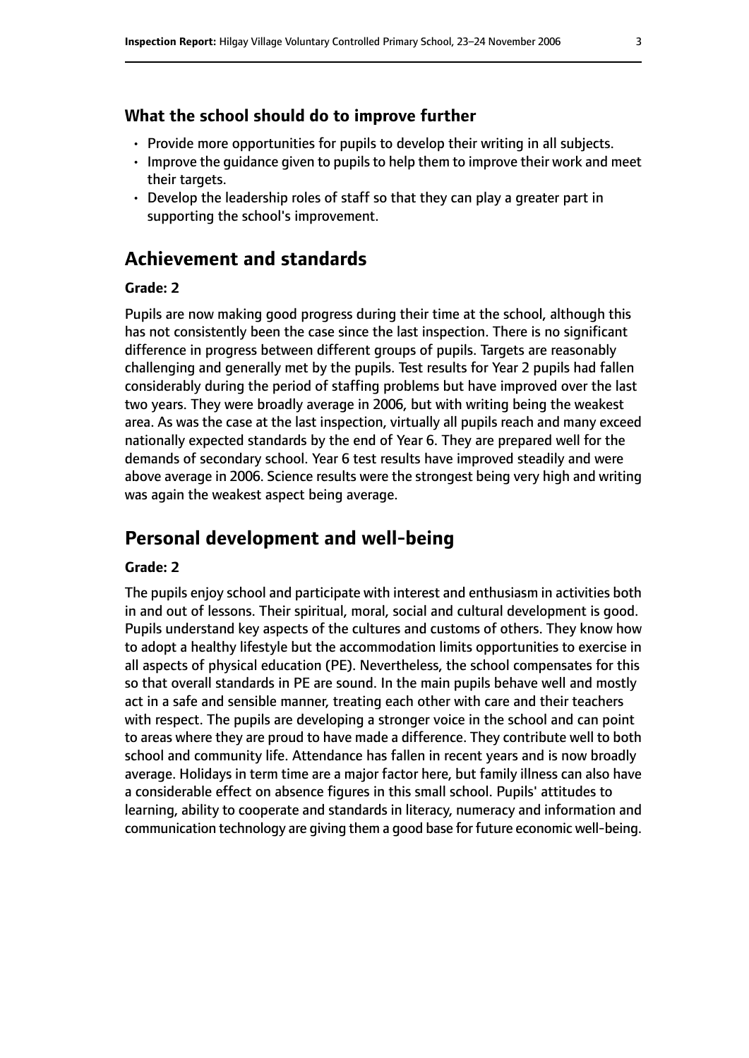### What the school should do to improve further

- Provide more opportunities for pupils to develop their writing in all subjects.
- Improve the guidance given to pupils to help them to improve their work and meet their targets.
- Develop the leadership roles of staff so that they can play a greater part in supporting the school's improvement.

## Achievement and standards

**Grade: 2**

Pupils are now making good progress during their time at the school, although this has not consistently been the case since the last inspection. There is no significant difference in progress between different groups of pupils. Targets are reasonably challenging and generally met by the pupils. Test results for Year 2 pupils had fallen considerably during the period of staffing problems but have improved over the last two years. They were broadly average in 2006, but with writing being the weakest area. As was the case at the last inspection, virtually all pupils reach and many exceed nationally expected standards by the end of Year 6. They are prepared well for the demands of secondary school. Year 6 test results have improved steadily and were above average in 2006. Science results were the strongest being very high and writing was again the weakest aspect being average.

## Personal development and well-being

**Grade: 2**

The pupils enjoy school and participate with interest and enthusiasm in activities both in and out of lessons. Their spiritual, moral, social and cultural development is good. Pupils understand key aspects of the cultures and customs of others. They know how to adopt a healthy lifestyle but the accommodation limits opportunities to exercise in all aspects of physical education (PE). Nevertheless, the school compensates for this so that overall standards in PE are sound. In the main pupils behave well and mostly act in a safe and sensible manner, treating each other with care and their teachers with respect. The pupils are developing a stronger voice in the school and can point to areas where they are proud to have made a difference. They contribute well to both school and community life. Attendance has fallen in recent years and is now broadly average. Holidays in term time are a major factor here, but family illness can also have a considerable effect on absence figures in this small school. Pupils' attitudes to learning, ability to cooperate and standards in literacy, numeracy and information and communication technology are giving them a good base for future economic well-being.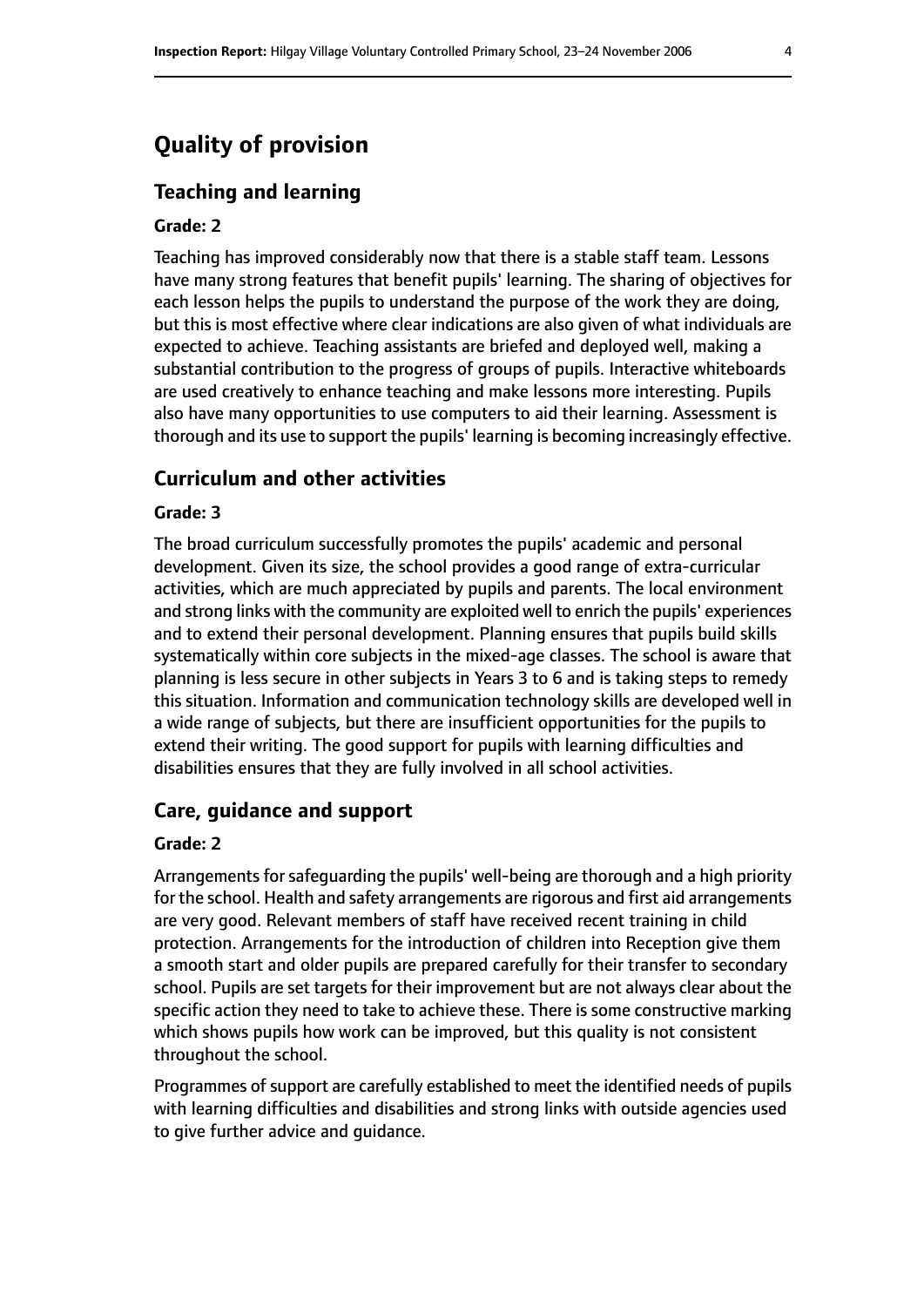# Quality of provision

## Teaching and learning

**Grade: 2**

Teaching has improved considerably now that there is a stable staff team. Lessons have many strong features that benefit pupils' learning. The sharing of objectives for each lesson helps the pupils to understand the purpose of the work they are doing, but this is most effective where clear indications are also given of what individuals are expected to achieve. Teaching assistants are briefed and deployed well, making a substantial contribution to the progress of groups of pupils. Interactive whiteboards are used creatively to enhance teaching and make lessons more interesting. Pupils also have many opportunities to use computers to aid their learning. Assessment is thorough and its use to support the pupils' learning is becoming increasingly effective.

## Curriculum and other activities

**Grade: 3**

The broad curriculum successfully promotes the pupils' academic and personal development. Given its size, the school provides a good range of extra-curricular activities, which are much appreciated by pupils and parents. The local environment and strong links with the community are exploited well to enrich the pupils' experiences and to extend their personal development. Planning ensures that pupils build skills systematically within core subjects in the mixed-age classes. The school is aware that planning is less secure in other subjects in Years 3 to 6 and is taking steps to remedy this situation. Information and communication technology skills are developed well in a wide range of subjects, but there are insufficient opportunities for the pupils to extend their writing. The good support for pupils with learning difficulties and disabilities ensures that they are fully involved in all school activities.

## Care, guidance and support

**Grade: 2**

Arrangements for safeguarding the pupils' well-being are thorough and a high priority for the school. Health and safety arrangements are rigorous and first aid arrangements are very good. Relevant members of staff have received recent training in child protection. Arrangements for the introduction of children into Reception give them a smooth start and older pupils are prepared carefully for their transfer to secondary school. Pupils are set targets for their improvement but are not always clear about the specific action they need to take to achieve these. There is some constructive marking which shows pupils how work can be improved, but this quality is not consistent throughout the school.

Programmes of support are carefully established to meet the identified needs of pupils with learning difficulties and disabilities and strong links with outside agencies used to give further advice and guidance.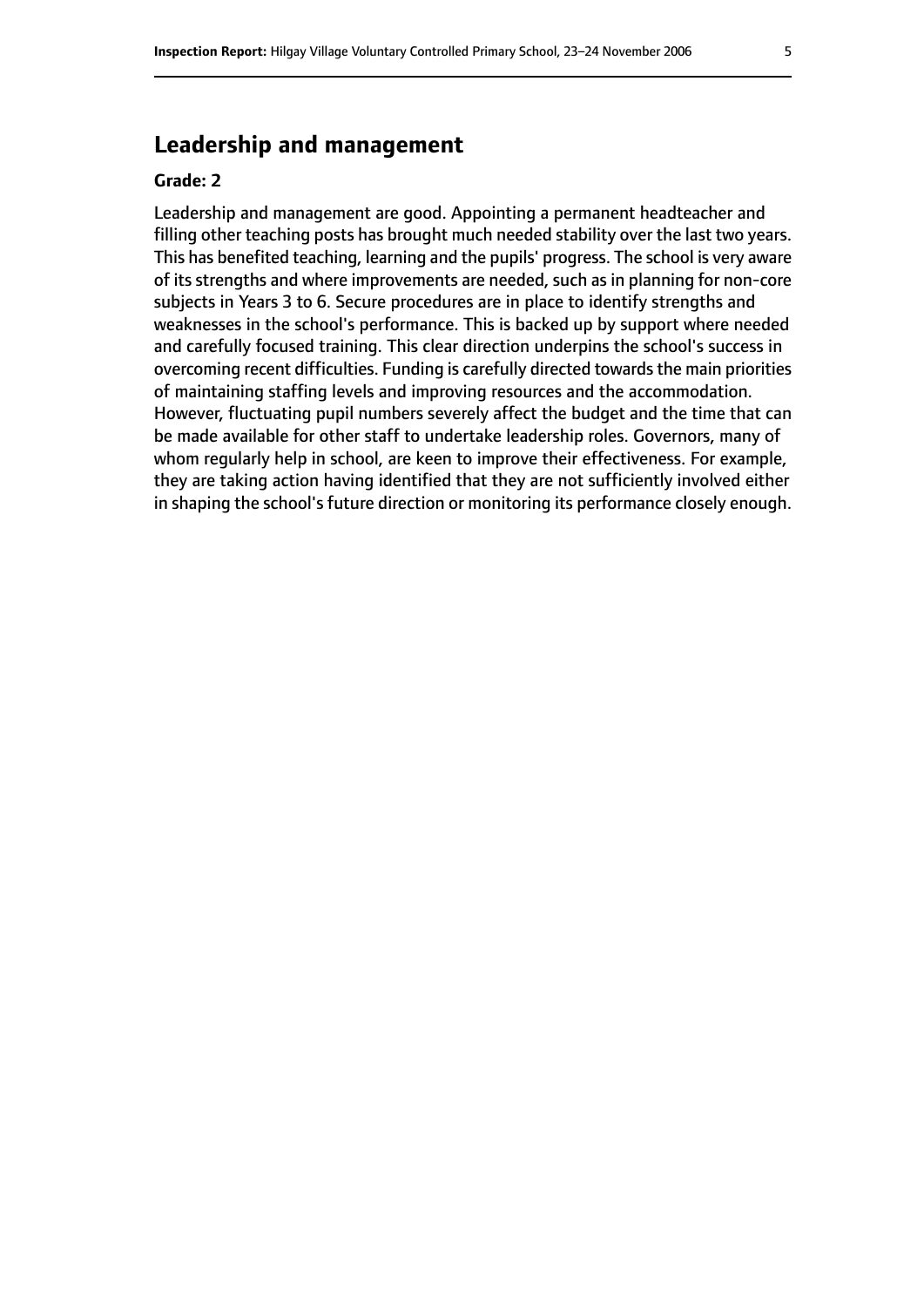## Leadership and management

**Grade: 2**

Leadership and management are good. Appointing a permanent headteacher and filling other teaching posts has brought much needed stability over the last two years. This has benefited teaching, learning and the pupils' progress. The school is very aware of its strengths and where improvements are needed, such as in planning for non-core subjects in Years 3 to 6. Secure procedures are in place to identify strengths and weaknesses in the school's performance. This is backed up by support where needed and carefully focused training. This clear direction underpins the school's success in overcoming recent difficulties. Funding is carefully directed towards the main priorities of maintaining staffing levels and improving resources and the accommodation. However, fluctuating pupil numbers severely affect the budget and the time that can be made available for other staff to undertake leadership roles. Governors, many of whom regularly help in school, are keen to improve their effectiveness. For example, they are taking action having identified that they are not sufficiently involved either in shaping the school's future direction or monitoring its performance closely enough.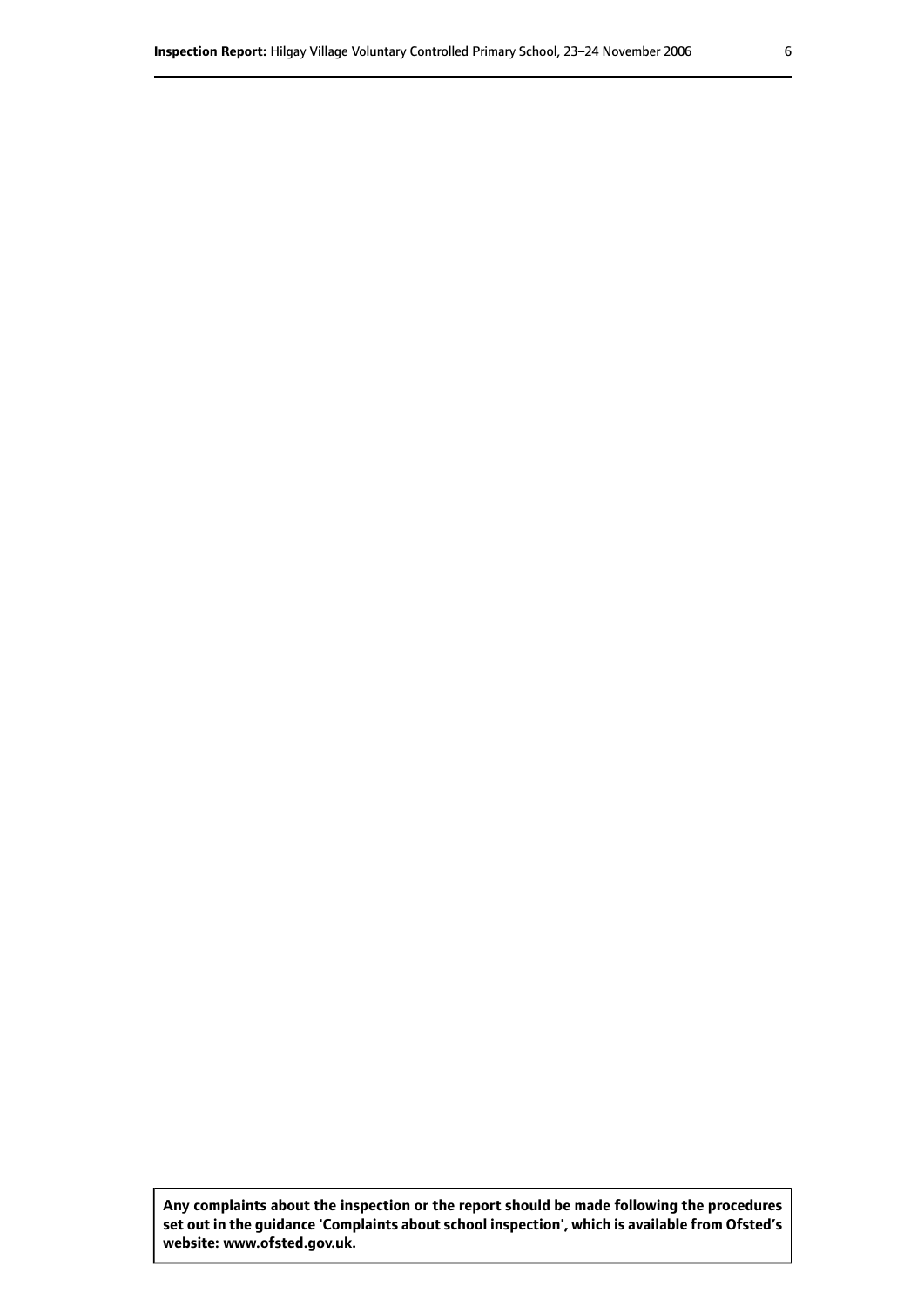**Any complaints about the inspection or the report should be made following the procedures set out in the guidance 'Complaints about school inspection', which is available from Ofsted's website: www.ofsted.gov.uk.**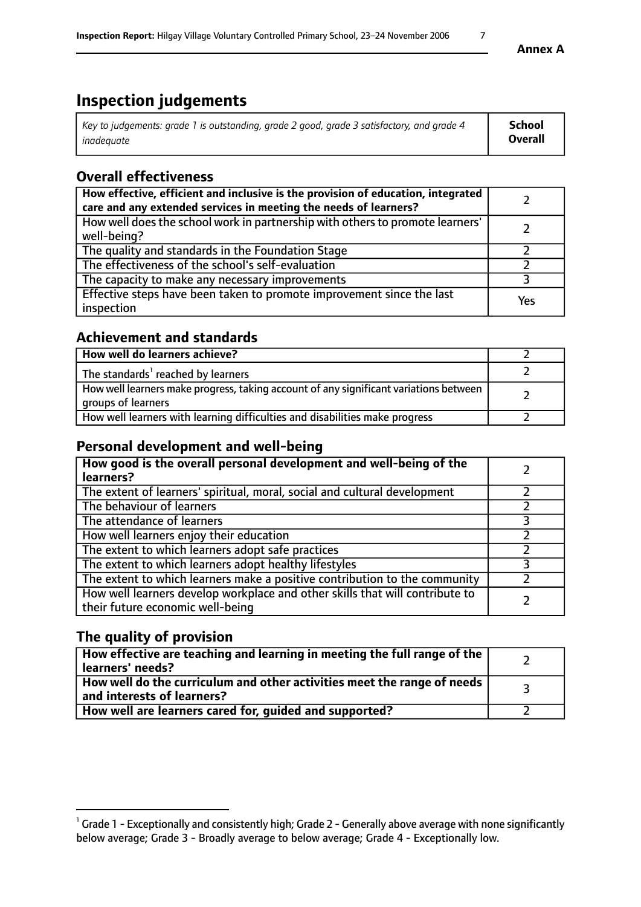**Annex A**

# Inspection judgements

| *Key to judgements: grade 1 is outstanding, grade 2 good, grade 3 satisfactory, and grade 4 inadequate* | **School Overall** |
|---|---|

## Overall effectiveness

| | |
|---|---|
| **How effective, efficient and inclusive is the provision of education, integrated care and any extended services in meeting the needs of learners?** | 2 |
| How well does the school work in partnership with others to promote learners' well-being? | 2 |
| The quality and standards in the Foundation Stage | 2 |
| The effectiveness of the school's self-evaluation | 2 |
| The capacity to make any necessary improvements | 3 |
| Effective steps have been taken to promote improvement since the last inspection | Yes |

## Achievement and standards

| | |
|---|---|
| **How well do learners achieve?** | 2 |
| The standards[1] reached by learners | 2 |
| How well learners make progress, taking account of any significant variations between groups of learners | 2 |
| How well learners with learning difficulties and disabilities make progress | 2 |

## Personal development and well-being

| | |
|---|---|
| **How good is the overall personal development and well-being of the learners?** | 2 |
| The extent of learners' spiritual, moral, social and cultural development | 2 |
| The behaviour of learners | 2 |
| The attendance of learners | 3 |
| How well learners enjoy their education | 2 |
| The extent to which learners adopt safe practices | 2 |
| The extent to which learners adopt healthy lifestyles | 3 |
| The extent to which learners make a positive contribution to the community | 2 |
| How well learners develop workplace and other skills that will contribute to their future economic well-being | 2 |

## The quality of provision

| | |
|---|---|
| **How effective are teaching and learning in meeting the full range of the learners' needs?** | 2 |
| **How well do the curriculum and other activities meet the range of needs and interests of learners?** | 3 |
| **How well are learners cared for, guided and supported?** | 2 |

[1] Grade 1 - Exceptionally and consistently high; Grade 2 - Generally above average with none significantly below average; Grade 3 - Broadly average to below average; Grade 4 - Exceptionally low.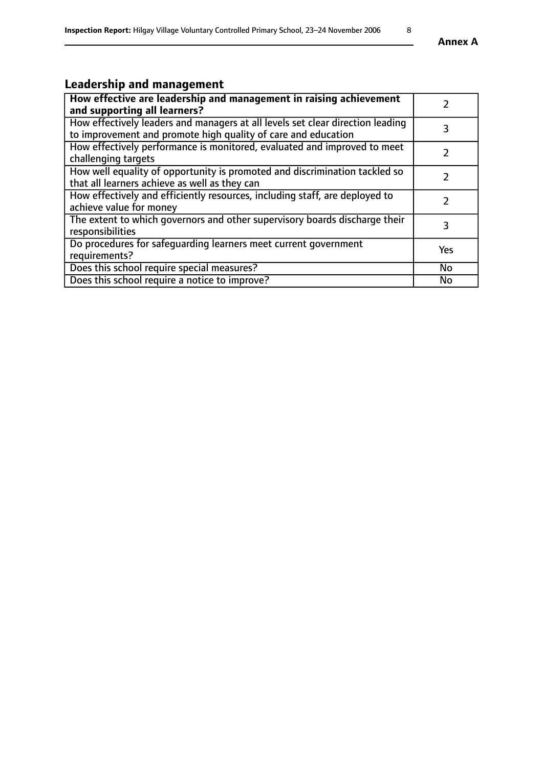## Leadership and management

| How effective are leadership and management in raising achievement and supporting all learners? | 2 |
|---|---|
| How effectively leaders and managers at all levels set clear direction leading to improvement and promote high quality of care and education | 3 |
| How effectively performance is monitored, evaluated and improved to meet challenging targets | 2 |
| How well equality of opportunity is promoted and discrimination tackled so that all learners achieve as well as they can | 2 |
| How effectively and efficiently resources, including staff, are deployed to achieve value for money | 2 |
| The extent to which governors and other supervisory boards discharge their responsibilities | 3 |
| Do procedures for safeguarding learners meet current government requirements? | Yes |
| Does this school require special measures? | No |
| Does this school require a notice to improve? | No |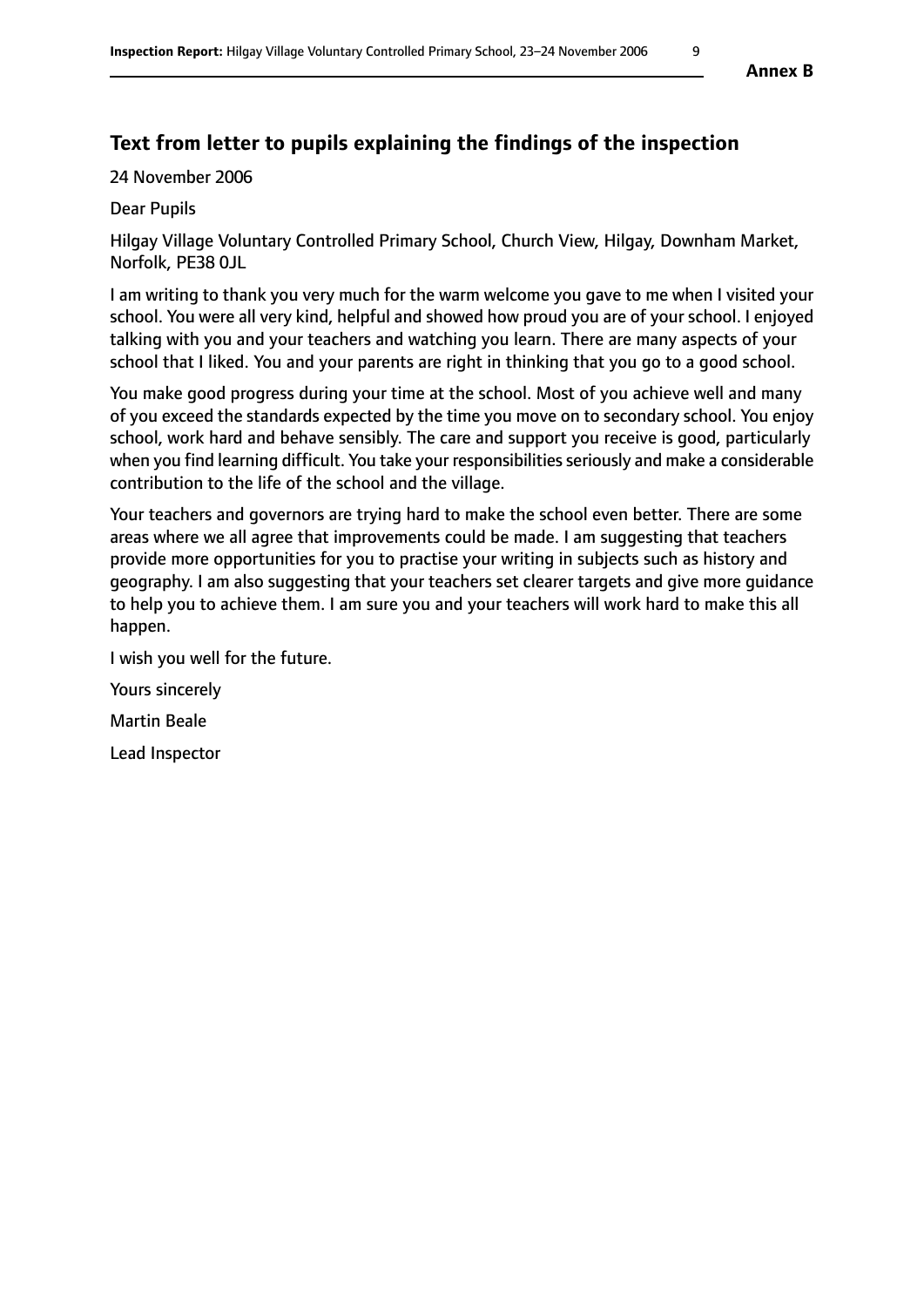## Text from letter to pupils explaining the findings of the inspection

24 November 2006

Dear Pupils

Hilgay Village Voluntary Controlled Primary School, Church View, Hilgay, Downham Market, Norfolk, PE38 0JL

I am writing to thank you very much for the warm welcome you gave to me when I visited your school. You were all very kind, helpful and showed how proud you are of your school. I enjoyed talking with you and your teachers and watching you learn. There are many aspects of your school that I liked. You and your parents are right in thinking that you go to a good school.

You make good progress during your time at the school. Most of you achieve well and many of you exceed the standards expected by the time you move on to secondary school. You enjoy school, work hard and behave sensibly. The care and support you receive is good, particularly when you find learning difficult. You take your responsibilities seriously and make a considerable contribution to the life of the school and the village.

Your teachers and governors are trying hard to make the school even better. There are some areas where we all agree that improvements could be made. I am suggesting that teachers provide more opportunities for you to practise your writing in subjects such as history and geography. I am also suggesting that your teachers set clearer targets and give more guidance to help you to achieve them. I am sure you and your teachers will work hard to make this all happen.

I wish you well for the future.

Yours sincerely

Martin Beale

Lead Inspector